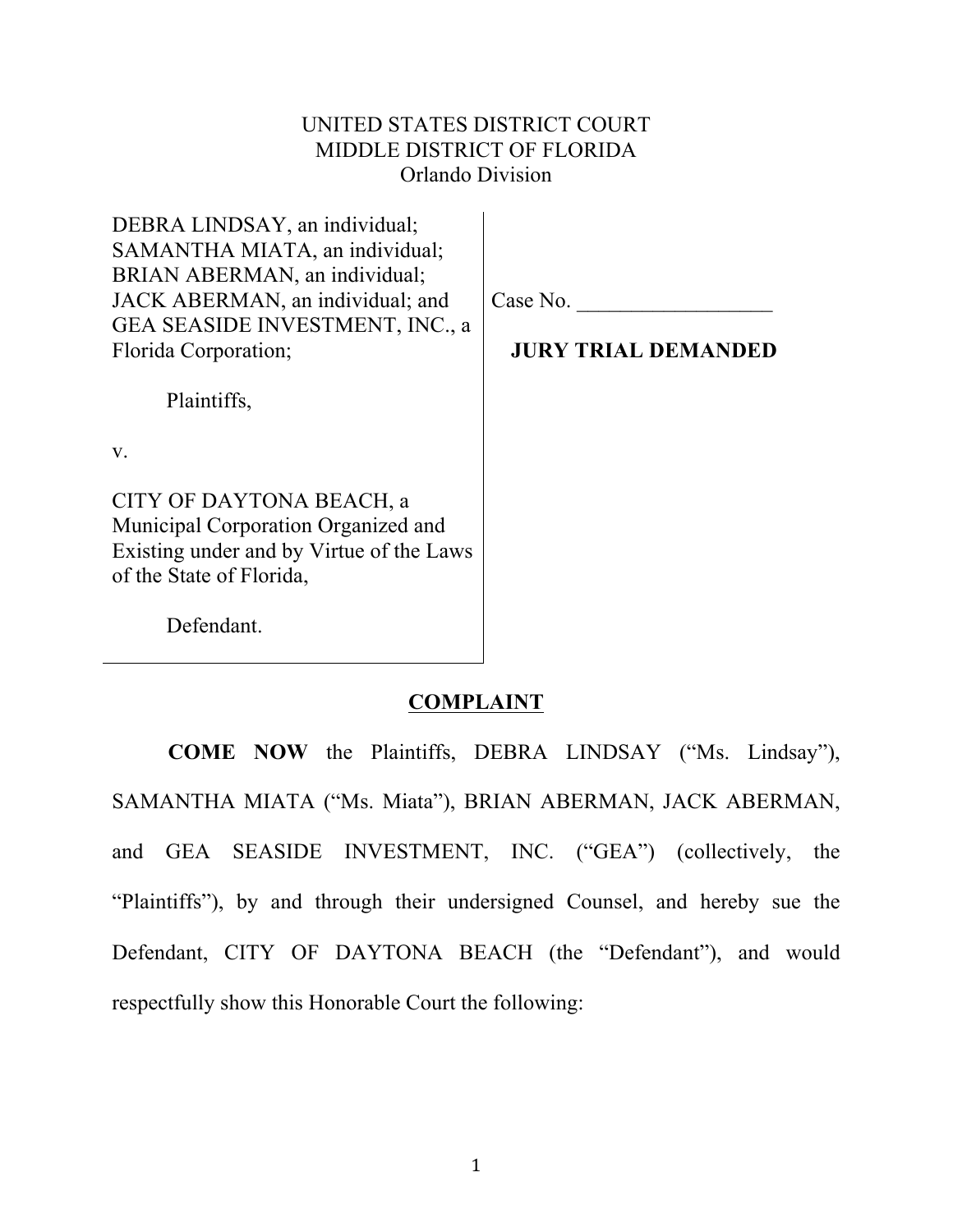UNITED STATES DISTRICT COURT
MIDDLE DISTRICT OF FLORIDA
Orlando Division

| | |
|---|---|
| DEBRA LINDSAY, an individual; SAMANTHA MIATA, an individual; BRIAN ABERMAN, an individual; JACK ABERMAN, an individual; and GEA SEASIDE INVESTMENT, INC., a Florida Corporation;<br><br>Plaintiffs,<br><br>v.<br><br>CITY OF DAYTONA BEACH, a Municipal Corporation Organized and Existing under and by Virtue of the Laws of the State of Florida,<br><br>Defendant. | Case No. __________________<br><br>**JURY TRIAL DEMANDED** |

## COMPLAINT

**COME NOW** the Plaintiffs, DEBRA LINDSAY ("Ms. Lindsay"), SAMANTHA MIATA ("Ms. Miata"), BRIAN ABERMAN, JACK ABERMAN, and GEA SEASIDE INVESTMENT, INC. ("GEA") (collectively, the "Plaintiffs"), by and through their undersigned Counsel, and hereby sue the Defendant, CITY OF DAYTONA BEACH (the "Defendant"), and would respectfully show this Honorable Court the following: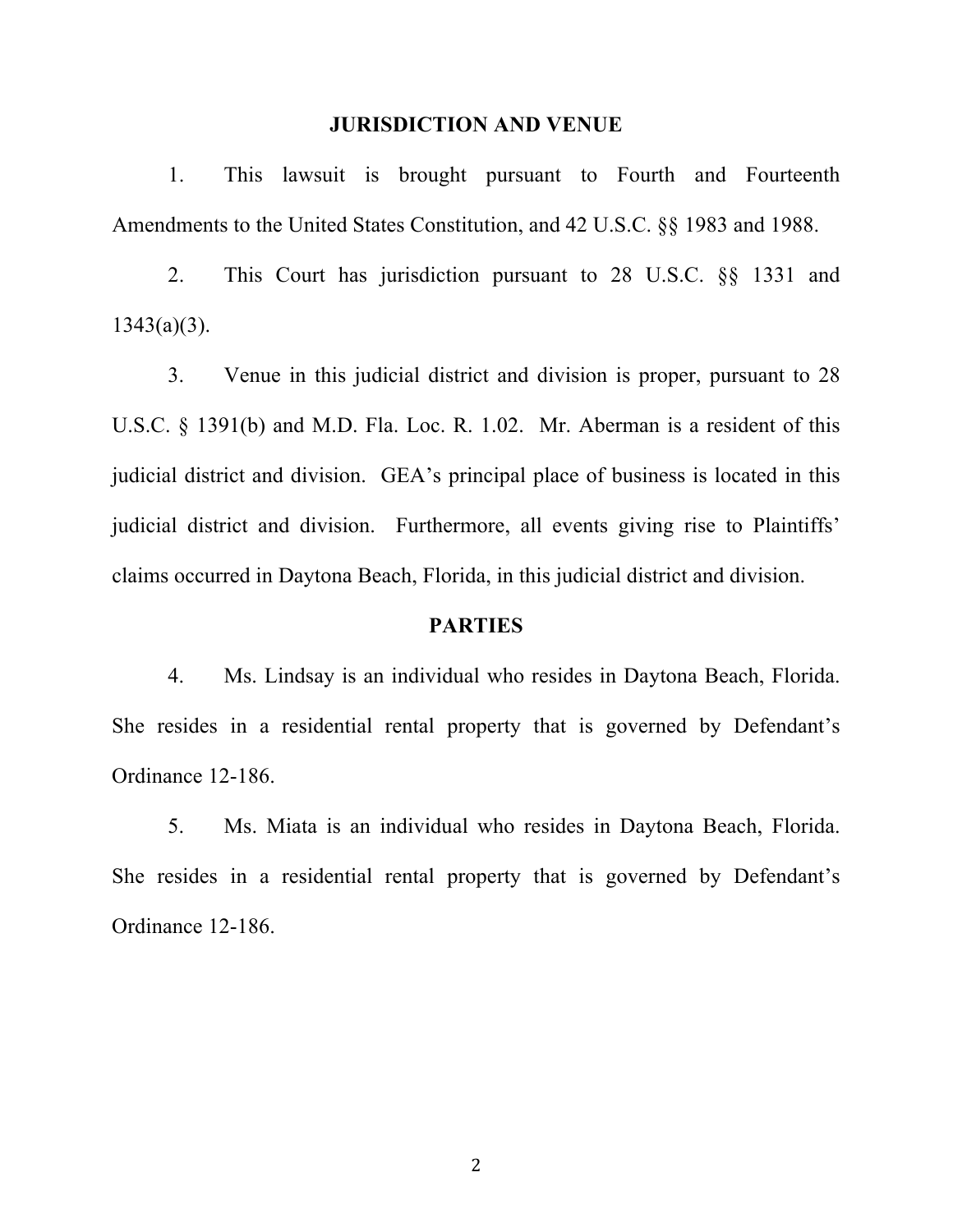## JURISDICTION AND VENUE

1. This lawsuit is brought pursuant to Fourth and Fourteenth Amendments to the United States Constitution, and 42 U.S.C. §§ 1983 and 1988.

2. This Court has jurisdiction pursuant to 28 U.S.C. §§ 1331 and 1343(a)(3).

3. Venue in this judicial district and division is proper, pursuant to 28 U.S.C. § 1391(b) and M.D. Fla. Loc. R. 1.02. Mr. Aberman is a resident of this judicial district and division. GEA's principal place of business is located in this judicial district and division. Furthermore, all events giving rise to Plaintiffs' claims occurred in Daytona Beach, Florida, in this judicial district and division.

## PARTIES

4. Ms. Lindsay is an individual who resides in Daytona Beach, Florida. She resides in a residential rental property that is governed by Defendant's Ordinance 12-186.

5. Ms. Miata is an individual who resides in Daytona Beach, Florida. She resides in a residential rental property that is governed by Defendant's Ordinance 12-186.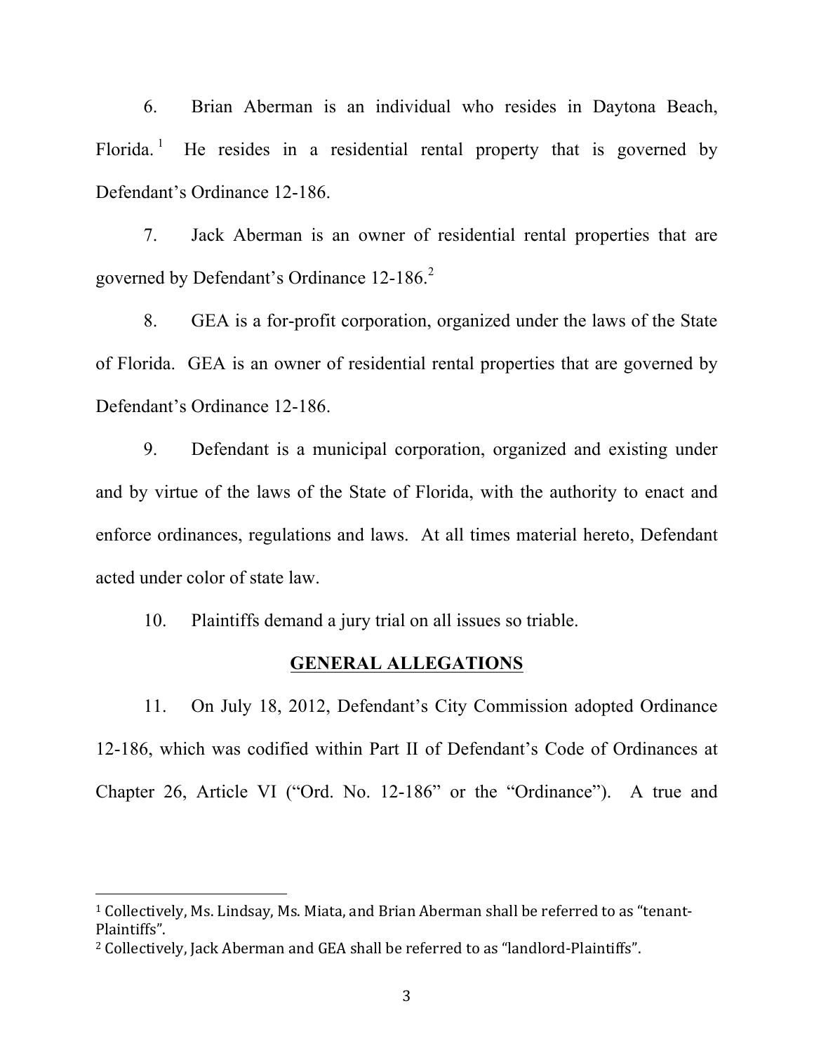6. Brian Aberman is an individual who resides in Daytona Beach, Florida.[1] He resides in a residential rental property that is governed by Defendant's Ordinance 12-186.

7. Jack Aberman is an owner of residential rental properties that are governed by Defendant's Ordinance 12-186.[2]

8. GEA is a for-profit corporation, organized under the laws of the State of Florida. GEA is an owner of residential rental properties that are governed by Defendant's Ordinance 12-186.

9. Defendant is a municipal corporation, organized and existing under and by virtue of the laws of the State of Florida, with the authority to enact and enforce ordinances, regulations and laws. At all times material hereto, Defendant acted under color of state law.

10. Plaintiffs demand a jury trial on all issues so triable.

## GENERAL ALLEGATIONS

11. On July 18, 2012, Defendant's City Commission adopted Ordinance 12-186, which was codified within Part II of Defendant's Code of Ordinances at Chapter 26, Article VI ("Ord. No. 12-186" or the "Ordinance"). A true and

---

[1] Collectively, Ms. Lindsay, Ms. Miata, and Brian Aberman shall be referred to as "tenant-Plaintiffs".

[2] Collectively, Jack Aberman and GEA shall be referred to as "landlord-Plaintiffs".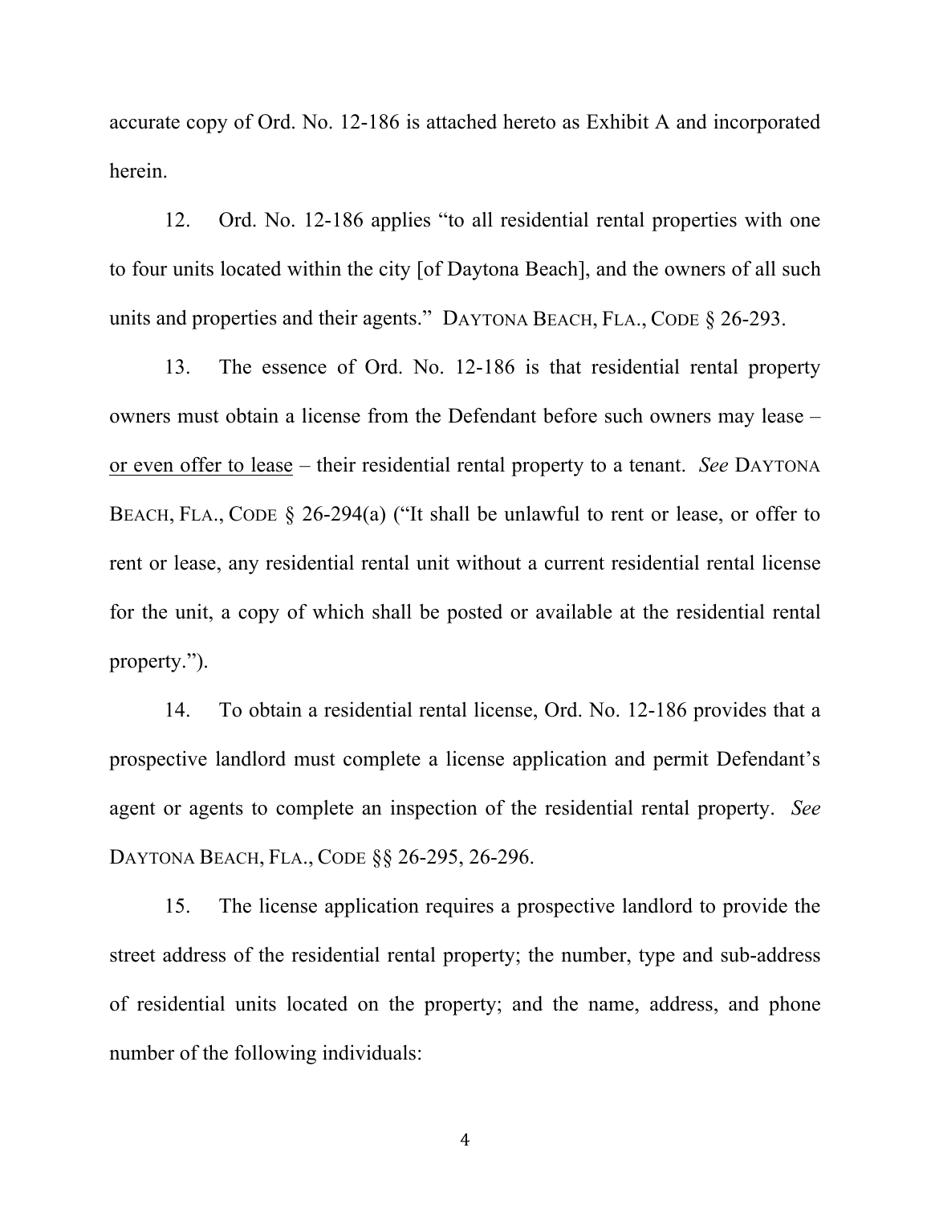accurate copy of Ord. No. 12-186 is attached hereto as Exhibit A and incorporated herein.

12. Ord. No. 12-186 applies "to all residential rental properties with one to four units located within the city [of Daytona Beach], and the owners of all such units and properties and their agents." DAYTONA BEACH, FLA., CODE § 26-293.

13. The essence of Ord. No. 12-186 is that residential rental property owners must obtain a license from the Defendant before such owners may lease – <u>or even offer to lease</u> – their residential rental property to a tenant. *See* DAYTONA BEACH, FLA., CODE § 26-294(a) ("It shall be unlawful to rent or lease, or offer to rent or lease, any residential rental unit without a current residential rental license for the unit, a copy of which shall be posted or available at the residential rental property.").

14. To obtain a residential rental license, Ord. No. 12-186 provides that a prospective landlord must complete a license application and permit Defendant's agent or agents to complete an inspection of the residential rental property. *See* DAYTONA BEACH, FLA., CODE §§ 26-295, 26-296.

15. The license application requires a prospective landlord to provide the street address of the residential rental property; the number, type and sub-address of residential units located on the property; and the name, address, and phone number of the following individuals: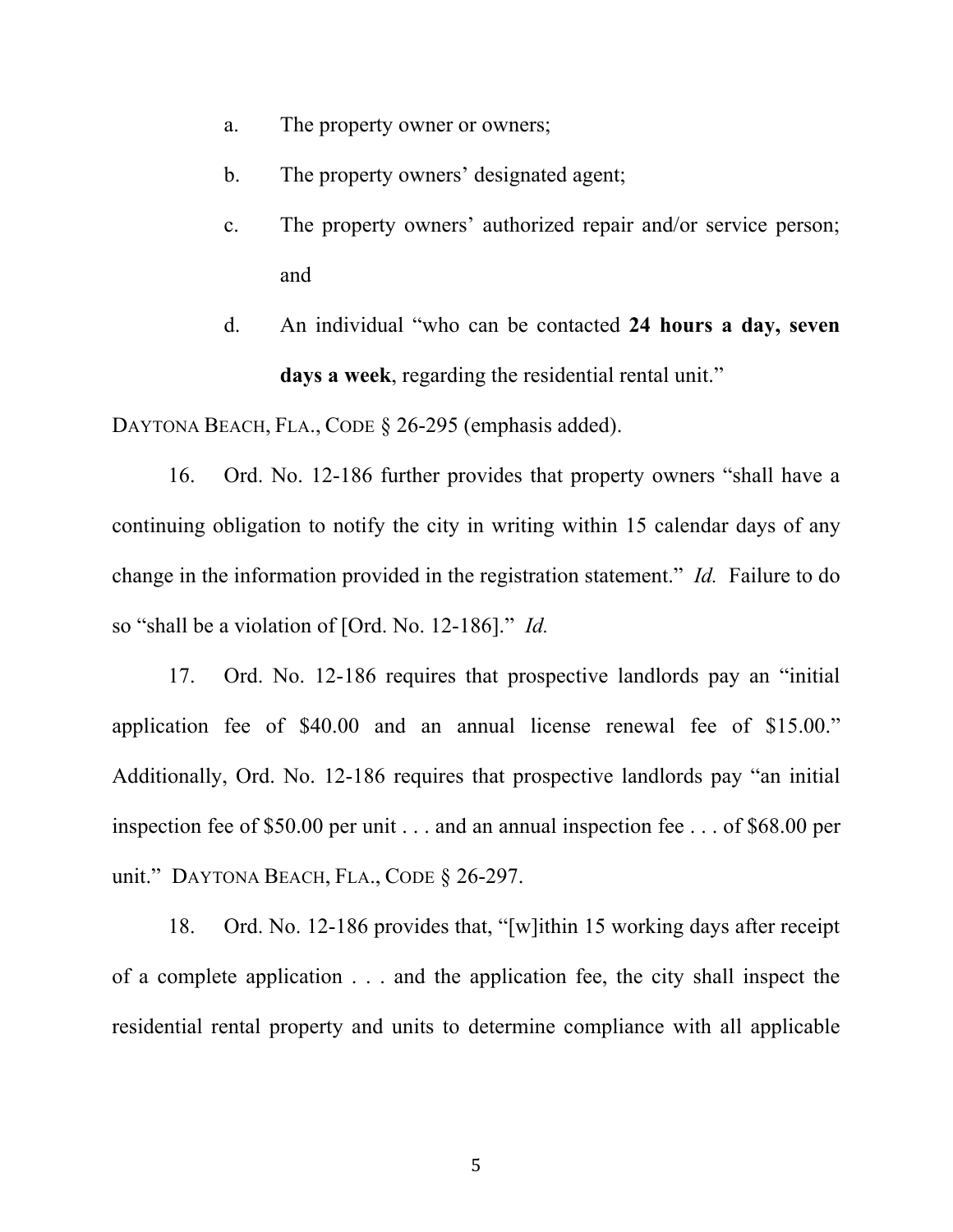a. The property owner or owners;

b. The property owners' designated agent;

c. The property owners' authorized repair and/or service person; and

d. An individual "who can be contacted **24 hours a day, seven days a week**, regarding the residential rental unit."

DAYTONA BEACH, FLA., CODE § 26-295 (emphasis added).

16. Ord. No. 12-186 further provides that property owners "shall have a continuing obligation to notify the city in writing within 15 calendar days of any change in the information provided in the registration statement." *Id.* Failure to do so "shall be a violation of [Ord. No. 12-186]." *Id.*

17. Ord. No. 12-186 requires that prospective landlords pay an "initial application fee of $40.00 and an annual license renewal fee of $15.00." Additionally, Ord. No. 12-186 requires that prospective landlords pay "an initial inspection fee of $50.00 per unit . . . and an annual inspection fee . . . of $68.00 per unit." DAYTONA BEACH, FLA., CODE § 26-297.

18. Ord. No. 12-186 provides that, "[w]ithin 15 working days after receipt of a complete application . . . and the application fee, the city shall inspect the residential rental property and units to determine compliance with all applicable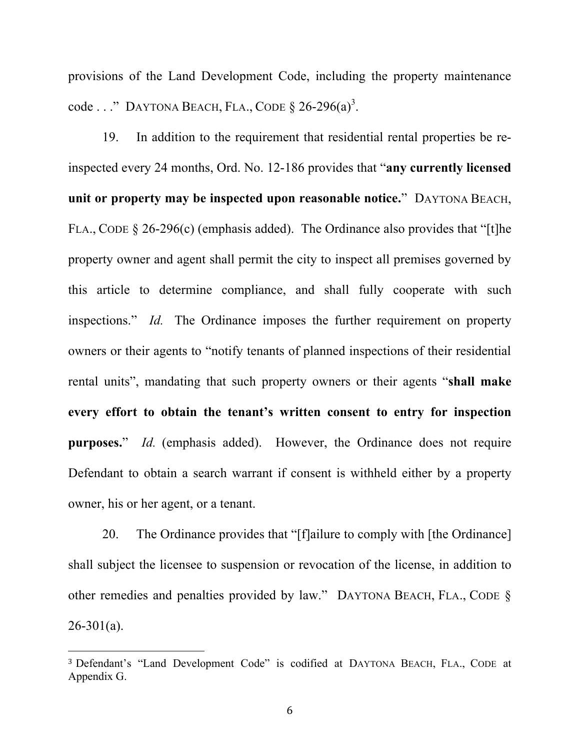provisions of the Land Development Code, including the property maintenance code . . ." DAYTONA BEACH, FLA., CODE § 26-296(a)[3].

19. In addition to the requirement that residential rental properties be re-inspected every 24 months, Ord. No. 12-186 provides that "**any currently licensed unit or property may be inspected upon reasonable notice.**" DAYTONA BEACH, FLA., CODE § 26-296(c) (emphasis added). The Ordinance also provides that "[t]he property owner and agent shall permit the city to inspect all premises governed by this article to determine compliance, and shall fully cooperate with such inspections." *Id.* The Ordinance imposes the further requirement on property owners or their agents to "notify tenants of planned inspections of their residential rental units", mandating that such property owners or their agents "**shall make every effort to obtain the tenant's written consent to entry for inspection purposes.**" *Id.* (emphasis added). However, the Ordinance does not require Defendant to obtain a search warrant if consent is withheld either by a property owner, his or her agent, or a tenant.

20. The Ordinance provides that "[f]ailure to comply with [the Ordinance] shall subject the licensee to suspension or revocation of the license, in addition to other remedies and penalties provided by law." DAYTONA BEACH, FLA., CODE § 26-301(a).

---

[3] Defendant's "Land Development Code" is codified at DAYTONA BEACH, FLA., CODE at Appendix G.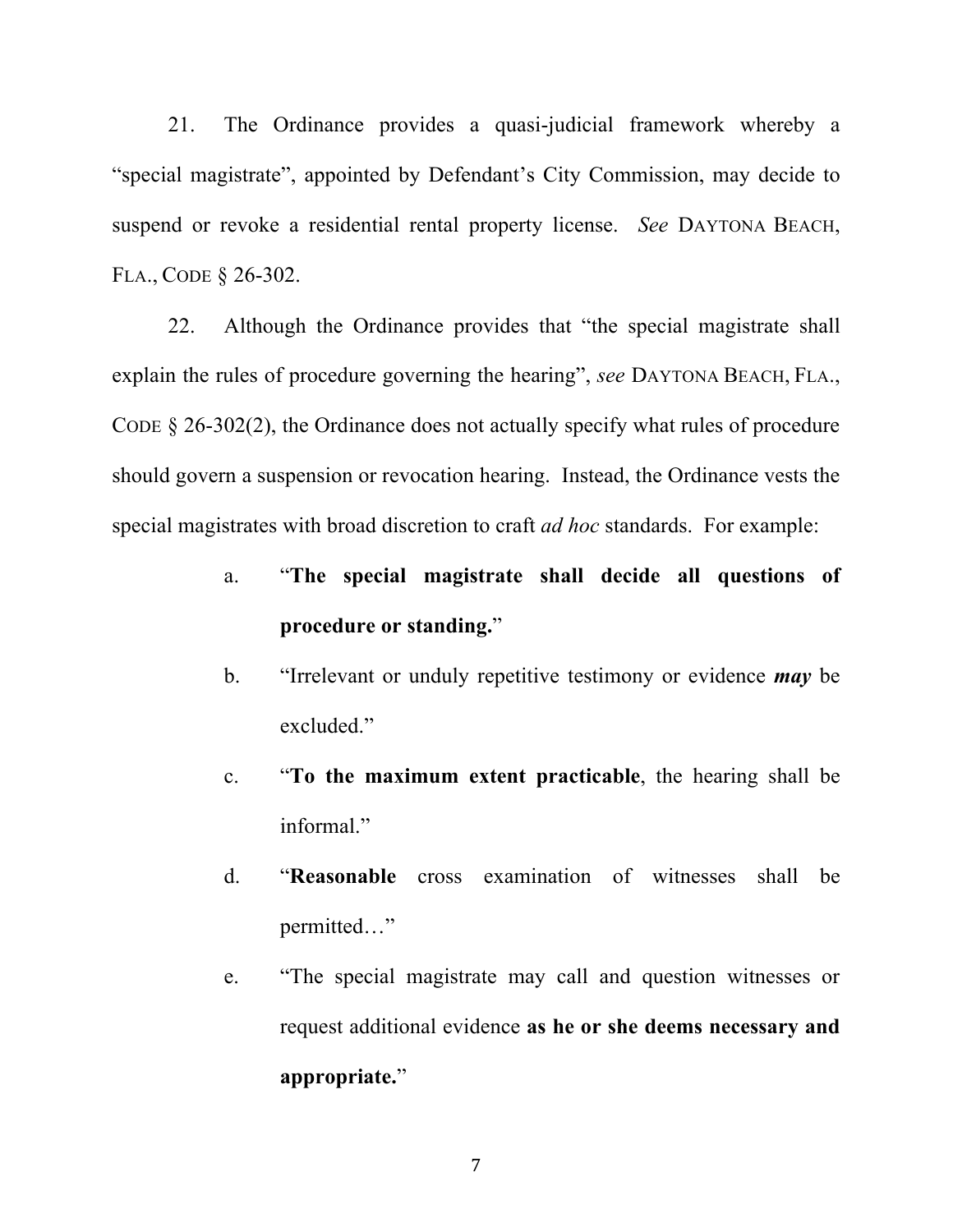21. The Ordinance provides a quasi-judicial framework whereby a "special magistrate", appointed by Defendant's City Commission, may decide to suspend or revoke a residential rental property license. *See* DAYTONA BEACH, FLA., CODE § 26-302.

22. Although the Ordinance provides that "the special magistrate shall explain the rules of procedure governing the hearing", *see* DAYTONA BEACH, FLA., CODE § 26-302(2), the Ordinance does not actually specify what rules of procedure should govern a suspension or revocation hearing. Instead, the Ordinance vests the special magistrates with broad discretion to craft *ad hoc* standards. For example:

a. "**The special magistrate shall decide all questions of procedure or standing.**"

b. "Irrelevant or unduly repetitive testimony or evidence ***may*** be excluded."

c. "**To the maximum extent practicable**, the hearing shall be informal."

d. "**Reasonable** cross examination of witnesses shall be permitted…"

e. "The special magistrate may call and question witnesses or request additional evidence **as he or she deems necessary and appropriate.**"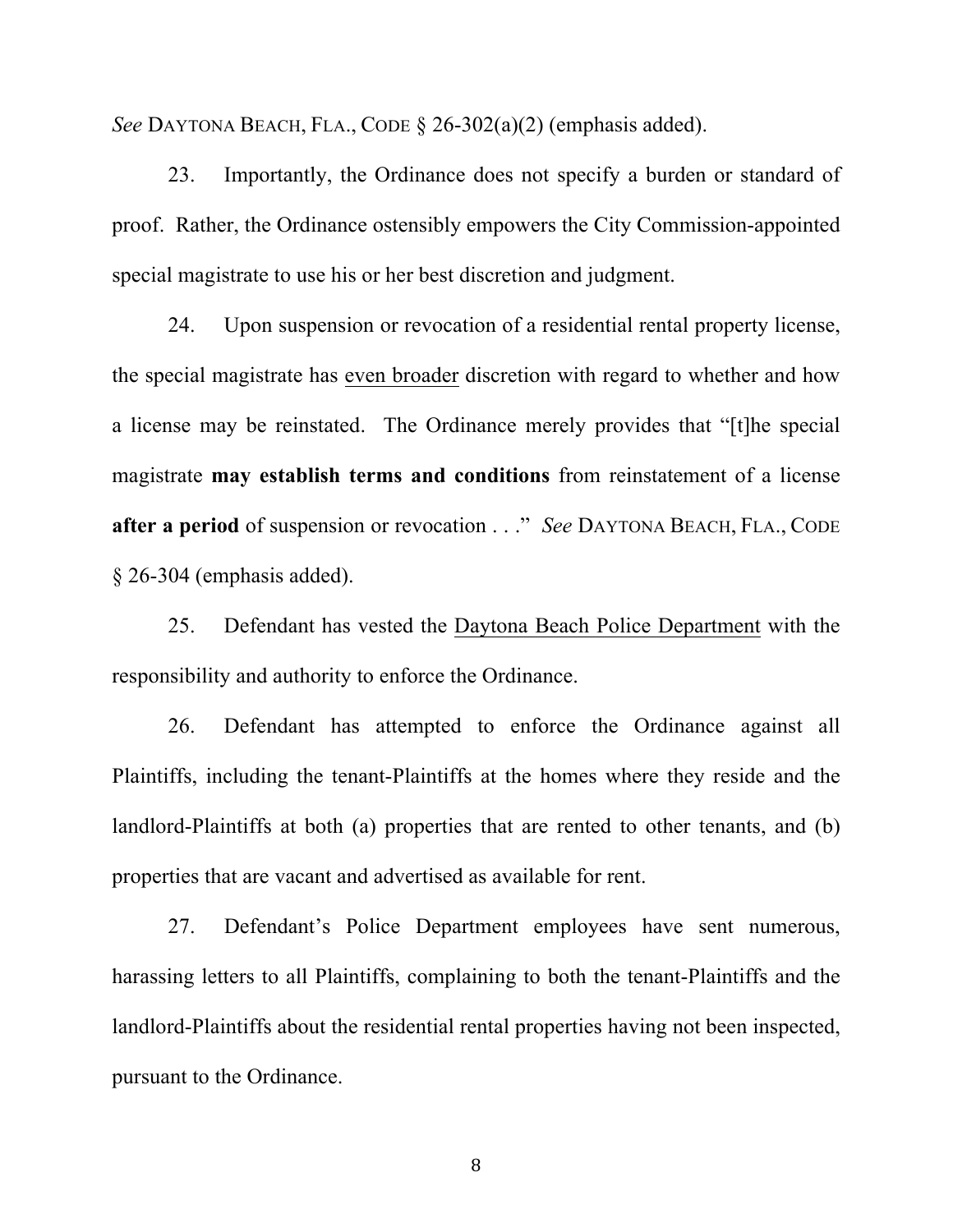*See* DAYTONA BEACH, FLA., CODE § 26-302(a)(2) (emphasis added).

23. Importantly, the Ordinance does not specify a burden or standard of proof. Rather, the Ordinance ostensibly empowers the City Commission-appointed special magistrate to use his or her best discretion and judgment.

24. Upon suspension or revocation of a residential rental property license, the special magistrate has <u>even broader</u> discretion with regard to whether and how a license may be reinstated. The Ordinance merely provides that "[t]he special magistrate **may establish terms and conditions** from reinstatement of a license **after a period** of suspension or revocation . . ." *See* DAYTONA BEACH, FLA., CODE § 26-304 (emphasis added).

25. Defendant has vested the <u>Daytona Beach Police Department</u> with the responsibility and authority to enforce the Ordinance.

26. Defendant has attempted to enforce the Ordinance against all Plaintiffs, including the tenant-Plaintiffs at the homes where they reside and the landlord-Plaintiffs at both (a) properties that are rented to other tenants, and (b) properties that are vacant and advertised as available for rent.

27. Defendant's Police Department employees have sent numerous, harassing letters to all Plaintiffs, complaining to both the tenant-Plaintiffs and the landlord-Plaintiffs about the residential rental properties having not been inspected, pursuant to the Ordinance.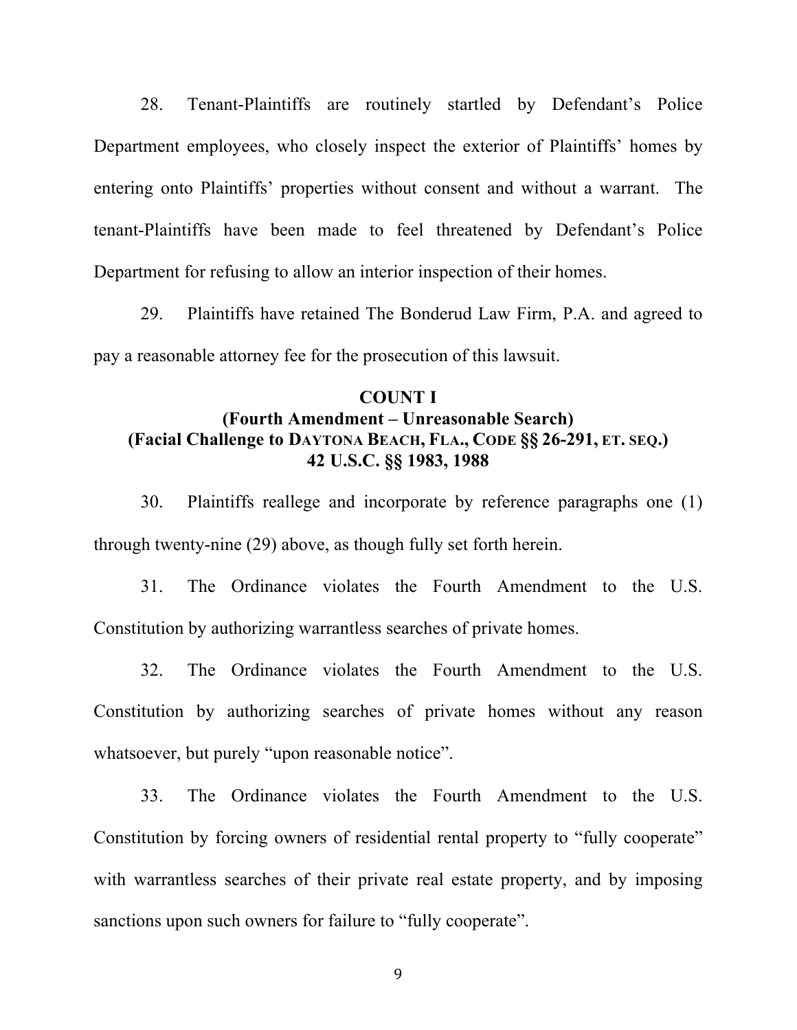28. Tenant-Plaintiffs are routinely startled by Defendant's Police Department employees, who closely inspect the exterior of Plaintiffs' homes by entering onto Plaintiffs' properties without consent and without a warrant. The tenant-Plaintiffs have been made to feel threatened by Defendant's Police Department for refusing to allow an interior inspection of their homes.

29. Plaintiffs have retained The Bonderud Law Firm, P.A. and agreed to pay a reasonable attorney fee for the prosecution of this lawsuit.

**COUNT I**
**(Fourth Amendment – Unreasonable Search)**
**(Facial Challenge to DAYTONA BEACH, FLA., CODE §§ 26-291, ET. SEQ.)**
**42 U.S.C. §§ 1983, 1988**

30. Plaintiffs reallege and incorporate by reference paragraphs one (1) through twenty-nine (29) above, as though fully set forth herein.

31. The Ordinance violates the Fourth Amendment to the U.S. Constitution by authorizing warrantless searches of private homes.

32. The Ordinance violates the Fourth Amendment to the U.S. Constitution by authorizing searches of private homes without any reason whatsoever, but purely "upon reasonable notice".

33. The Ordinance violates the Fourth Amendment to the U.S. Constitution by forcing owners of residential rental property to "fully cooperate" with warrantless searches of their private real estate property, and by imposing sanctions upon such owners for failure to "fully cooperate".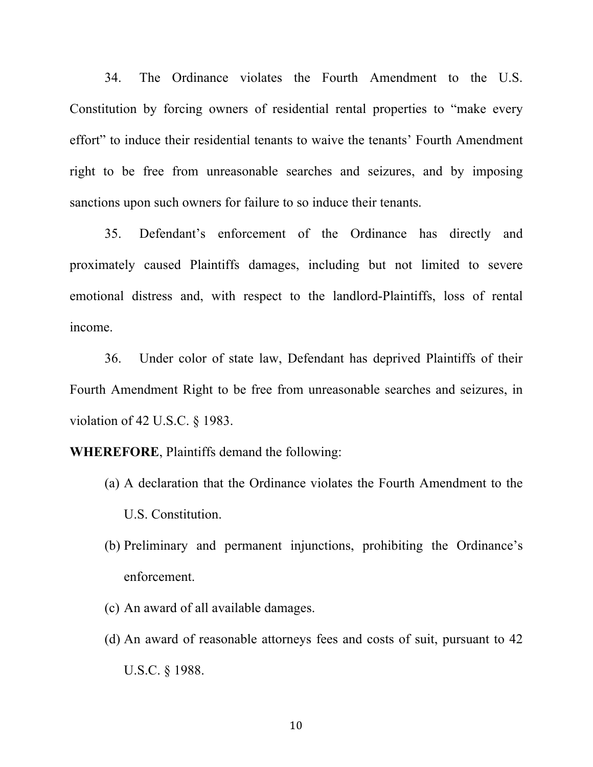34. The Ordinance violates the Fourth Amendment to the U.S. Constitution by forcing owners of residential rental properties to "make every effort" to induce their residential tenants to waive the tenants' Fourth Amendment right to be free from unreasonable searches and seizures, and by imposing sanctions upon such owners for failure to so induce their tenants.

35. Defendant's enforcement of the Ordinance has directly and proximately caused Plaintiffs damages, including but not limited to severe emotional distress and, with respect to the landlord-Plaintiffs, loss of rental income.

36. Under color of state law, Defendant has deprived Plaintiffs of their Fourth Amendment Right to be free from unreasonable searches and seizures, in violation of 42 U.S.C. § 1983.

**WHEREFORE**, Plaintiffs demand the following:

(a) A declaration that the Ordinance violates the Fourth Amendment to the U.S. Constitution.

(b) Preliminary and permanent injunctions, prohibiting the Ordinance's enforcement.

(c) An award of all available damages.

(d) An award of reasonable attorneys fees and costs of suit, pursuant to 42 U.S.C. § 1988.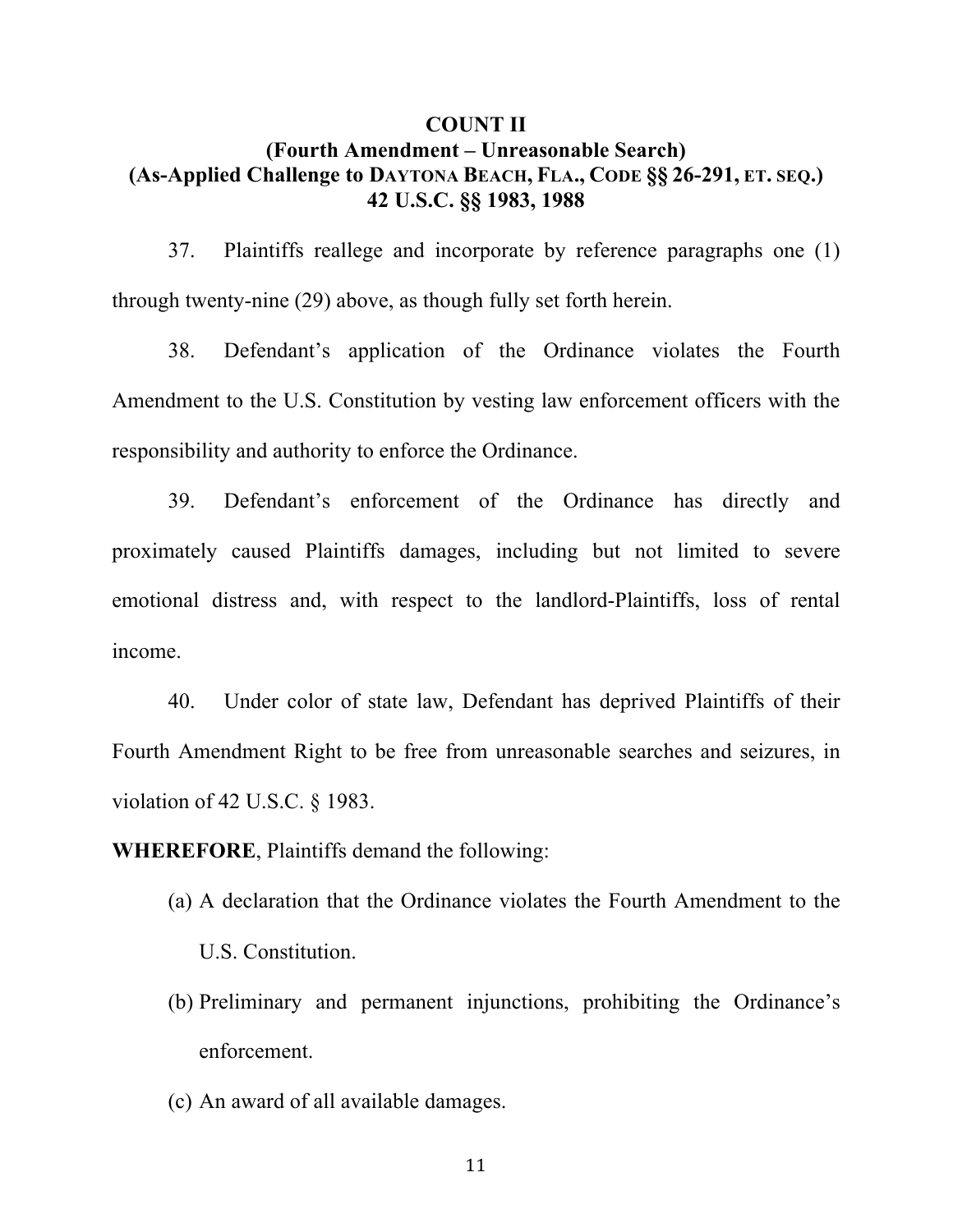**COUNT II**
**(Fourth Amendment – Unreasonable Search)**
**(As-Applied Challenge to DAYTONA BEACH, FLA., CODE §§ 26-291, ET. SEQ.)**
**42 U.S.C. §§ 1983, 1988**

37. Plaintiffs reallege and incorporate by reference paragraphs one (1) through twenty-nine (29) above, as though fully set forth herein.

38. Defendant's application of the Ordinance violates the Fourth Amendment to the U.S. Constitution by vesting law enforcement officers with the responsibility and authority to enforce the Ordinance.

39. Defendant's enforcement of the Ordinance has directly and proximately caused Plaintiffs damages, including but not limited to severe emotional distress and, with respect to the landlord-Plaintiffs, loss of rental income.

40. Under color of state law, Defendant has deprived Plaintiffs of their Fourth Amendment Right to be free from unreasonable searches and seizures, in violation of 42 U.S.C. § 1983.

**WHEREFORE**, Plaintiffs demand the following:

(a) A declaration that the Ordinance violates the Fourth Amendment to the U.S. Constitution.

(b) Preliminary and permanent injunctions, prohibiting the Ordinance's enforcement.

(c) An award of all available damages.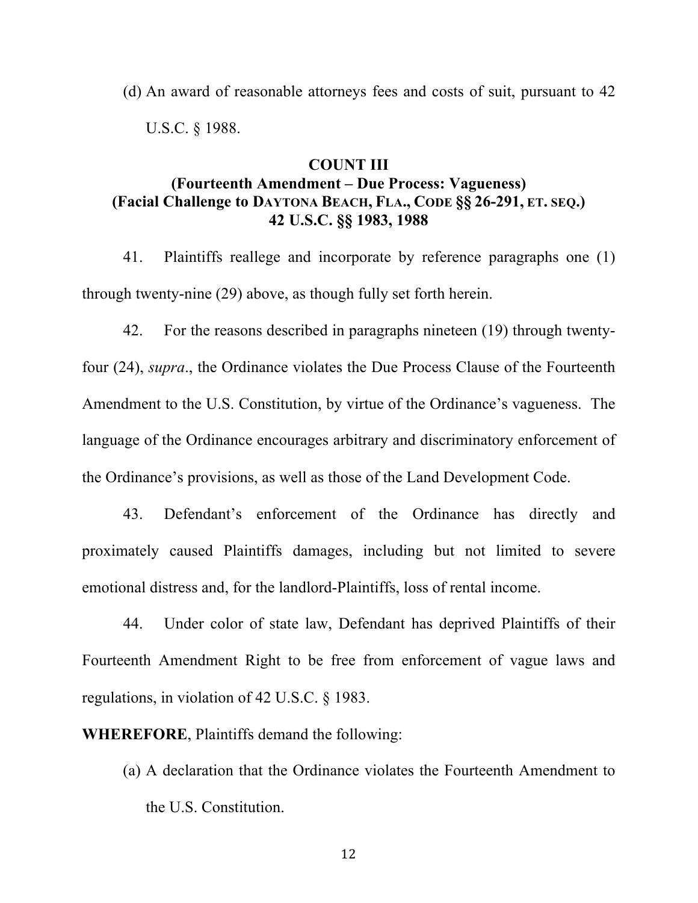(d) An award of reasonable attorneys fees and costs of suit, pursuant to 42 U.S.C. § 1988.

**COUNT III**
**(Fourteenth Amendment – Due Process: Vagueness)**
**(Facial Challenge to DAYTONA BEACH, FLA., CODE §§ 26-291, ET. SEQ.)**
**42 U.S.C. §§ 1983, 1988**

41. Plaintiffs reallege and incorporate by reference paragraphs one (1) through twenty-nine (29) above, as though fully set forth herein.

42. For the reasons described in paragraphs nineteen (19) through twenty-four (24), *supra*., the Ordinance violates the Due Process Clause of the Fourteenth Amendment to the U.S. Constitution, by virtue of the Ordinance's vagueness. The language of the Ordinance encourages arbitrary and discriminatory enforcement of the Ordinance's provisions, as well as those of the Land Development Code.

43. Defendant's enforcement of the Ordinance has directly and proximately caused Plaintiffs damages, including but not limited to severe emotional distress and, for the landlord-Plaintiffs, loss of rental income.

44. Under color of state law, Defendant has deprived Plaintiffs of their Fourteenth Amendment Right to be free from enforcement of vague laws and regulations, in violation of 42 U.S.C. § 1983.

**WHEREFORE**, Plaintiffs demand the following:

(a) A declaration that the Ordinance violates the Fourteenth Amendment to the U.S. Constitution.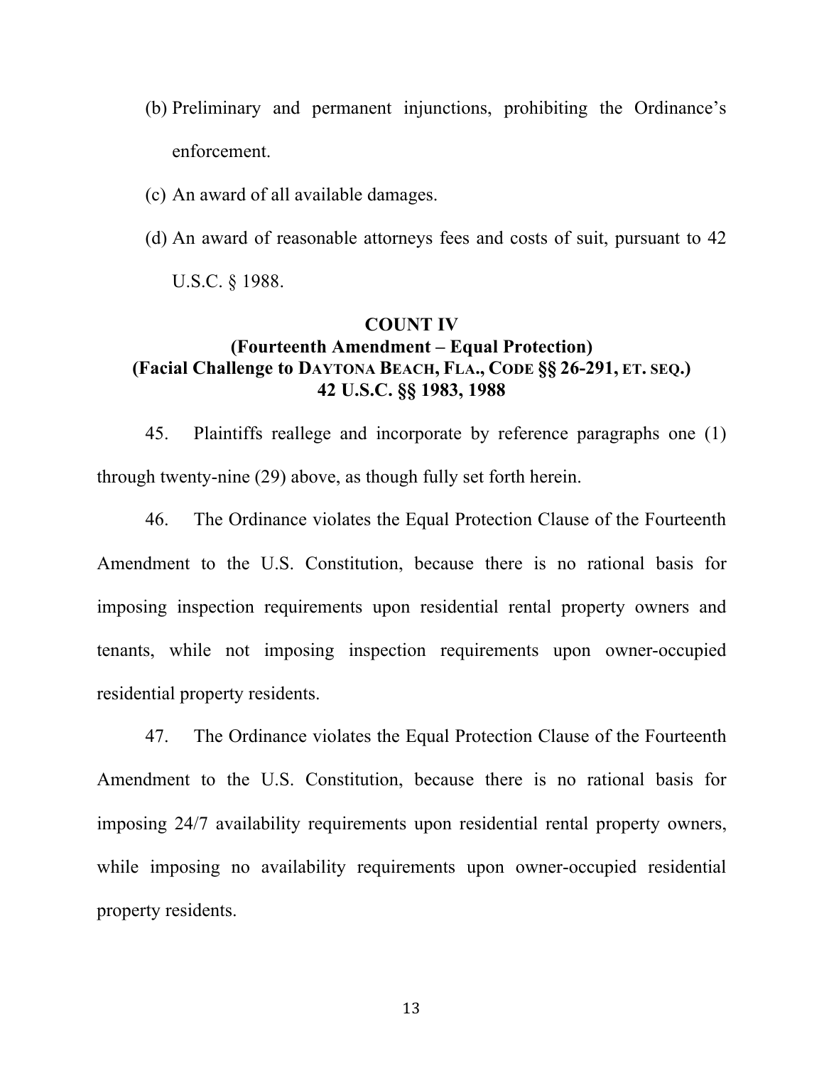(b) Preliminary and permanent injunctions, prohibiting the Ordinance's enforcement.

(c) An award of all available damages.

(d) An award of reasonable attorneys fees and costs of suit, pursuant to 42 U.S.C. § 1988.

**COUNT IV**
**(Fourteenth Amendment – Equal Protection)**
**(Facial Challenge to DAYTONA BEACH, FLA., CODE §§ 26-291, ET. SEQ.)**
**42 U.S.C. §§ 1983, 1988**

45. Plaintiffs reallege and incorporate by reference paragraphs one (1) through twenty-nine (29) above, as though fully set forth herein.

46. The Ordinance violates the Equal Protection Clause of the Fourteenth Amendment to the U.S. Constitution, because there is no rational basis for imposing inspection requirements upon residential rental property owners and tenants, while not imposing inspection requirements upon owner-occupied residential property residents.

47. The Ordinance violates the Equal Protection Clause of the Fourteenth Amendment to the U.S. Constitution, because there is no rational basis for imposing 24/7 availability requirements upon residential rental property owners, while imposing no availability requirements upon owner-occupied residential property residents.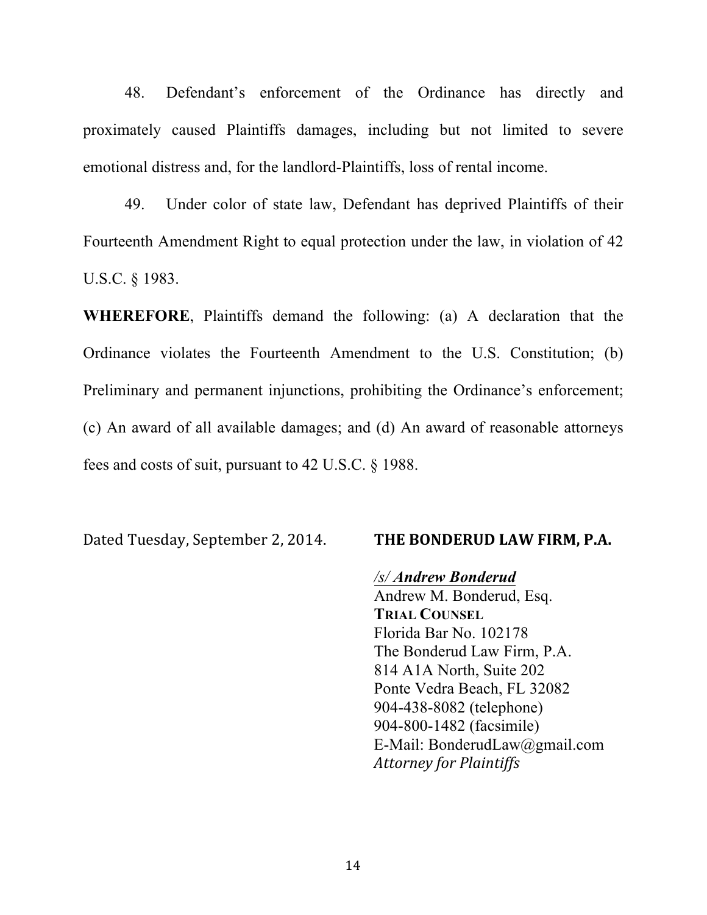48. Defendant's enforcement of the Ordinance has directly and proximately caused Plaintiffs damages, including but not limited to severe emotional distress and, for the landlord-Plaintiffs, loss of rental income.

49. Under color of state law, Defendant has deprived Plaintiffs of their Fourteenth Amendment Right to equal protection under the law, in violation of 42 U.S.C. § 1983.

**WHEREFORE**, Plaintiffs demand the following: (a) A declaration that the Ordinance violates the Fourteenth Amendment to the U.S. Constitution; (b) Preliminary and permanent injunctions, prohibiting the Ordinance's enforcement; (c) An award of all available damages; and (d) An award of reasonable attorneys fees and costs of suit, pursuant to 42 U.S.C. § 1988.

Dated Tuesday, September 2, 2014.

**THE BONDERUD LAW FIRM, P.A.**

***/s/ Andrew Bonderud***
Andrew M. Bonderud, Esq.
**TRIAL COUNSEL**
Florida Bar No. 102178
The Bonderud Law Firm, P.A.
814 A1A North, Suite 202
Ponte Vedra Beach, FL 32082
904-438-8082 (telephone)
904-800-1482 (facsimile)
E-Mail: BonderudLaw@gmail.com
*Attorney for Plaintiffs*